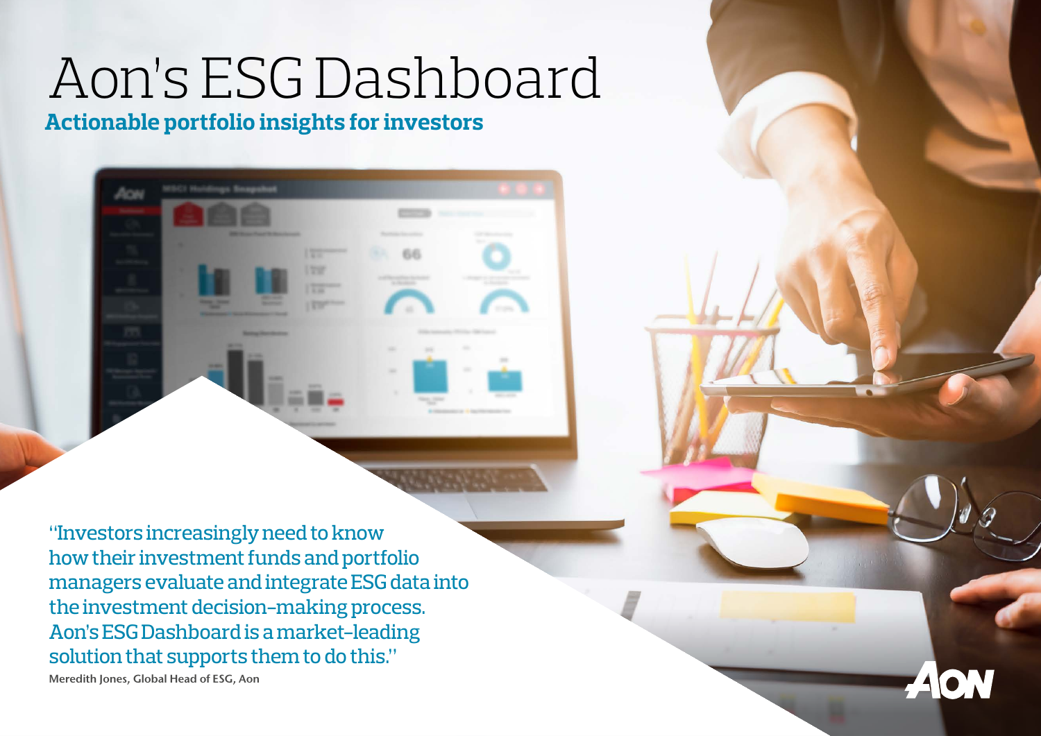# Aon's ESG Dashboard

## Actionable portfolio insights for investors

"Investors increasingly need to know how their investment funds and portfolio managers evaluate and integrate ESG data into the investment decision-making process. Aon's ESG Dashboard is a market-leading solution that supports them to do this."

Meredith Jones, Global Head of ESG, Aon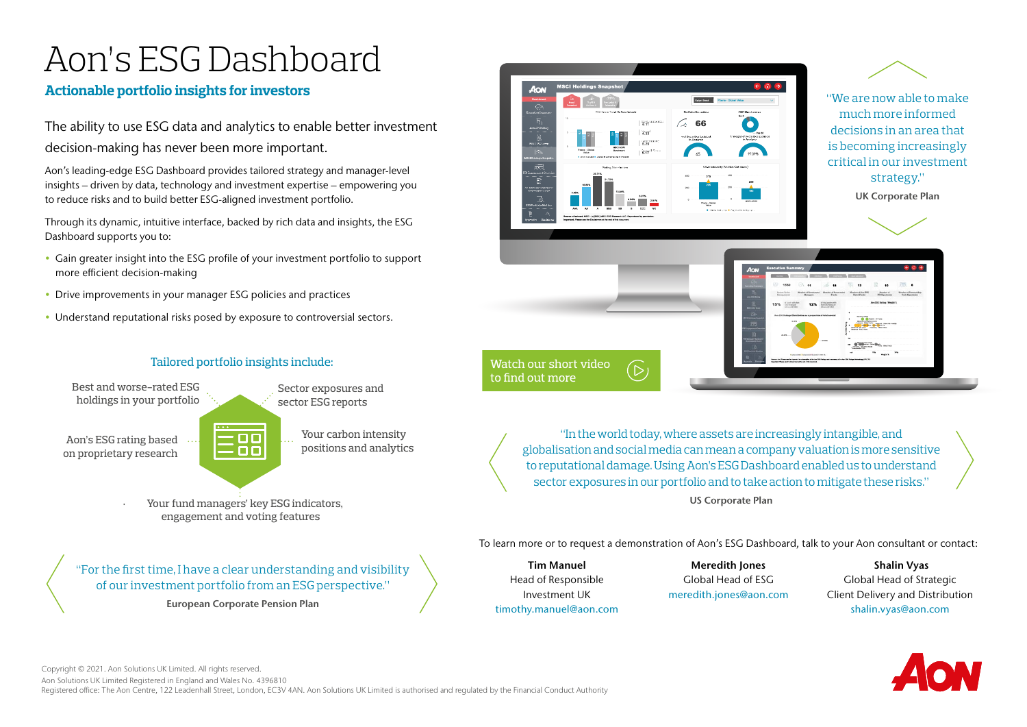# Aon's ESG Dashboard

## Actionable portfolio insights for investors

The ability to use ESG data and analytics to enable better investment decision-making has never been more important.

Aon's leading-edge ESG Dashboard provides tailored strategy and manager-level insights – driven by data, technology and investment expertise – empowering you to reduce risks and to build better ESG-aligned investment portfolio.

Through its dynamic, intuitive interface, backed by rich data and insights, the ESG Dashboard supports you to:

- Gain greater insight into the ESG profile of your investment portfolio to support more efficient decision-making
- Drive improvements in your manager ESG policies and practices
- Understand reputational risks posed by exposure to controversial sectors.

### Tailored portfolio insights include:

Best and worse-rated ESG holdings in your portfolio

Sector exposures and sector ESG reports

Aon's ESG rating based on proprietary research

Your carbon intensity positions and analytics

Your fund managers' key ESG indicators, engagement and voting features

"For the first time, I have a clear understanding and visibility of our investment portfolio from an ESG perspective."

**European Corporate Pension Plan**

"We are now able to make much more informed decisions in an area that is becoming increasingly critical in our investment strategy."

**UK Corporate Plan**

Watch our short video to find out more

"In the world today, where assets are increasingly intangible, and globalisation and social media can mean a company valuation is more sensitive to reputational damage. Using Aon's ESG Dashboard enabled us to understand sector exposures in our portfolio and to take action to mitigate these risks."

**US Corporate Plan**

To learn more or to request a demonstration of Aon's ESG Dashboard, talk to your Aon consultant or contact:

**Tim Manuel**
Head of Responsible Investment UK
timothy.manuel@aon.com

**Meredith Jones**
Global Head of ESG
meredith.jones@aon.com

**Shalin Vyas**
Global Head of Strategic Client Delivery and Distribution
shalin.vyas@aon.com

Copyright © 2021. Aon Solutions UK Limited. All rights reserved.
Aon Solutions UK Limited Registered in England and Wales No. 4396810
Registered office: The Aon Centre, 122 Leadenhall Street, London, EC3V 4AN. Aon Solutions UK Limited is authorised and regulated by the Financial Conduct Authority